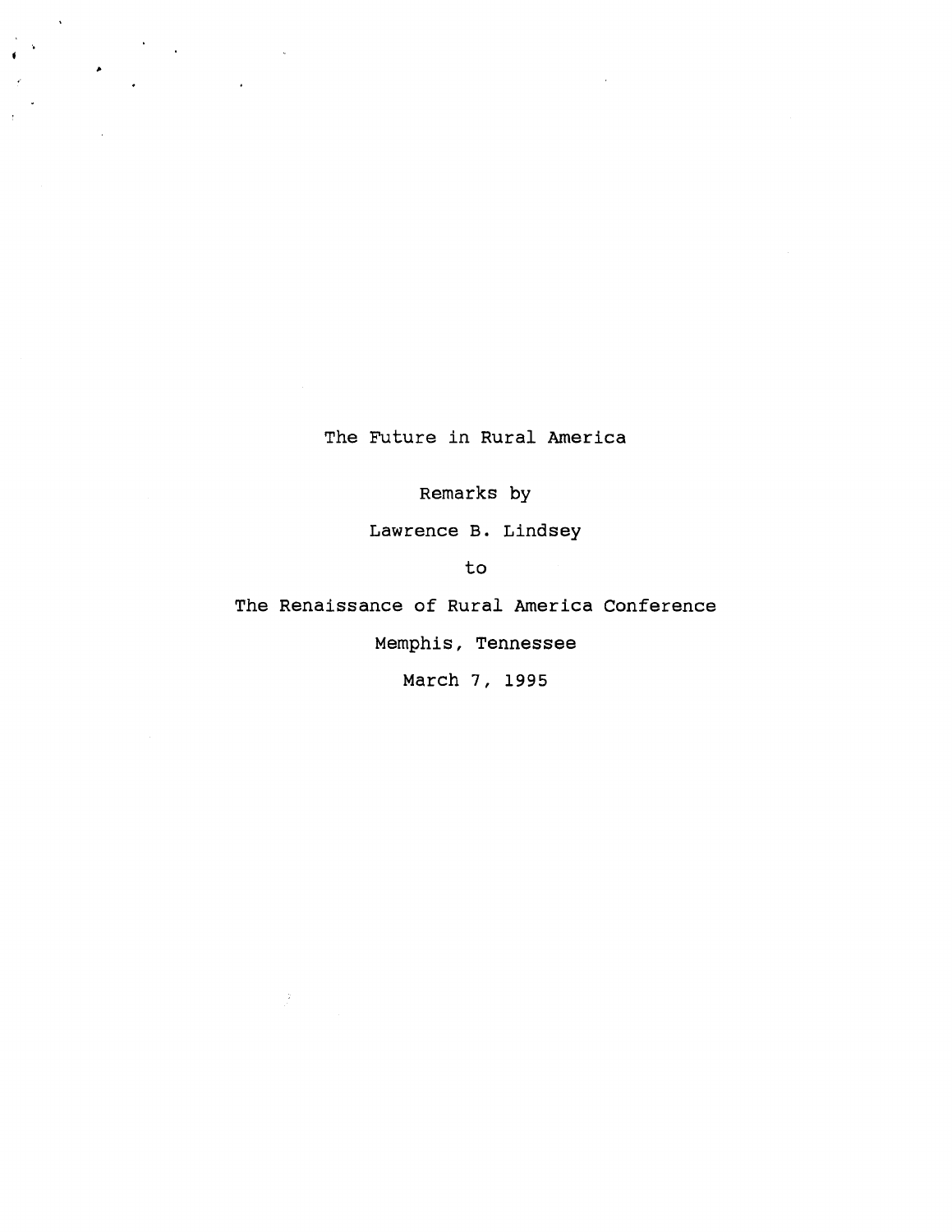# The Future in Rural America

Remarks by

Lawrence B. Lindsey

to

The Renaissance of Rural America Conference

Memphis, Tennessee

March 7, 1995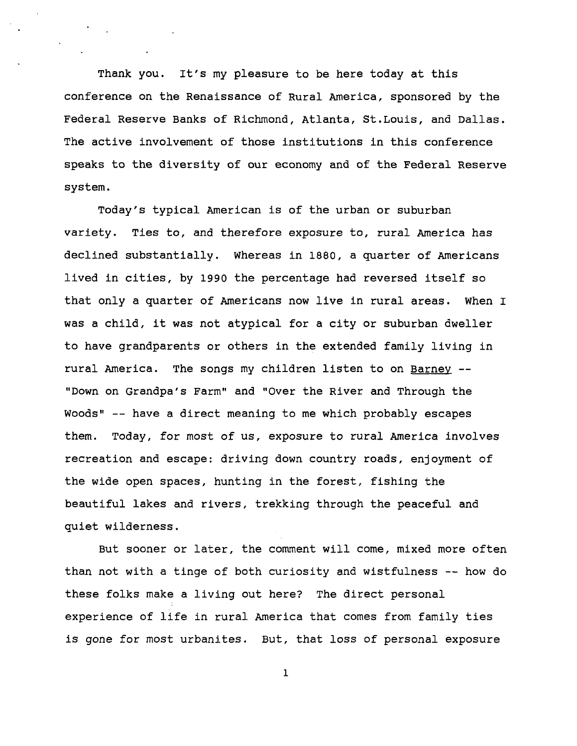Thank you. It's my pleasure to be here today at this conference on the Renaissance of Rural America, sponsored by the Federal Reserve Banks of Richmond, Atlanta, St.Louis, and Dallas. The active involvement of those institutions in this conference speaks to the diversity of our economy and of the Federal Reserve system.

Today's typical American is of the urban or suburban variety. Ties to, and therefore exposure to, rural America has declined substantially. Whereas in 1880, a quarter of Americans lived in cities, by 1990 the percentage had reversed itself so that only a quarter of Americans now live in rural areas. When I was a child, it was not atypical for a city or suburban dweller to have grandparents or others in the extended family living in rural America. The songs my children listen to on Barney -- "Down on Grandpa's Farm" and "Over the River and Through the Woods" -- have a direct meaning to me which probably escapes them. Today, for most of us, exposure to rural America involves recreation and escape: driving down country roads, enjoyment of the wide open spaces, hunting in the forest, fishing the beautiful lakes and rivers, trekking through the peaceful and quiet wilderness.

But sooner or later, the comment will come, mixed more often than not with a tinge of both curiosity and wistfulness -- how do these folks make a living out here? The direct personal experience of life in rural America that comes from family ties is gone for most urbanites. But, that loss of personal exposure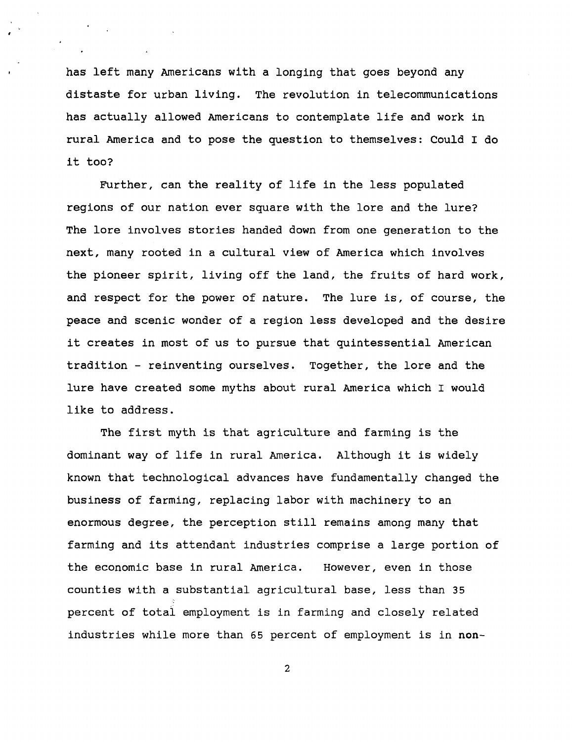has left many Americans with a longing that goes beyond any distaste for urban living. The revolution in telecommunications has actually allowed Americans to contemplate life and work in rural America and to pose the question to themselves: Could I do it too?

Further, can the reality of life in the less populated regions of our nation ever square with the lore and the lure? The lore involves stories handed down from one generation to the next, many rooted in a cultural view of America which involves the pioneer spirit, living off the land, the fruits of hard work, and respect for the power of nature. The lure is, of course, the peace and scenic wonder of a region less developed and the desire it creates in most of us to pursue that quintessential American tradition - reinventing ourselves. Together, the lore and the lure have created some myths about rural America which I would like to address.

The first myth is that agriculture and farming is the dominant way of life in rural America. Although it is widely known that technological advances have fundamentally changed the business of farming, replacing labor with machinery to an enormous degree, the perception still remains among many that farming and its attendant industries comprise a large portion of the economic base in rural America. However, even in those counties with a substantial agricultural base, less than 35 percent of total employment is in farming and closely related industries while more than 65 percent of employment is in **non-**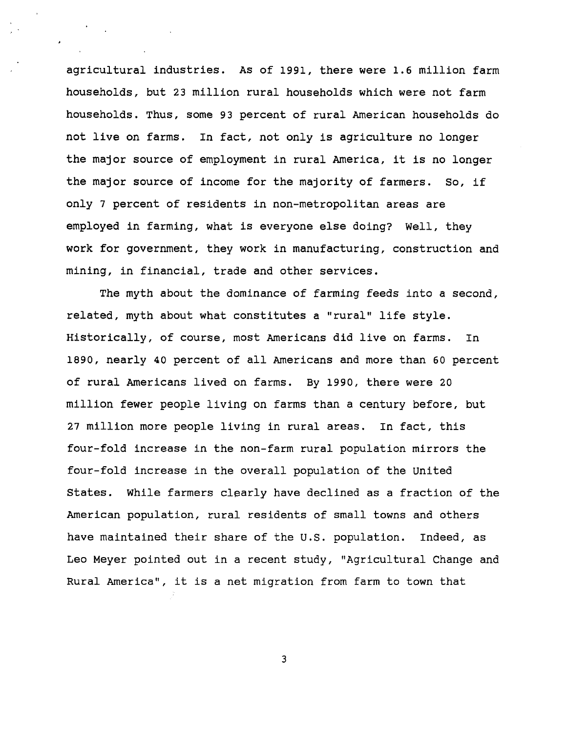agricultural industries. As of 1991, there were 1.6 million farm households, but 23 million rural households which were not farm households. Thus, some 93 percent of rural American households do not live on farms. In fact, not only is agriculture no longer the major source of employment in rural America, it is no longer the major source of income for the majority of farmers. So, if only 7 percent of residents in non-metropolitan areas are employed in farming, what is everyone else doing? Well, they work for government, they work in manufacturing, construction and mining, in financial, trade and other services.

The myth about the dominance of farming feeds into a second, related, myth about what constitutes a "rural" life style. Historically, of course, most Americans did live on farms. In 1890, nearly 40 percent of all Americans and more than 60 percent of rural Americans lived on farms. By 1990, there were 20 million fewer people living on farms than a century before, but 27 million more people living in rural areas. In fact, this four-fold increase in the non-farm rural population mirrors the four-fold increase in the overall population of the United States. While farmers clearly have declined as a fraction of the American population, rural residents of small towns and others have maintained their share of the U.S. population. Indeed, as Leo Meyer pointed out in a recent study, "Agricultural Change and Rural America", it is a net migration from farm to town that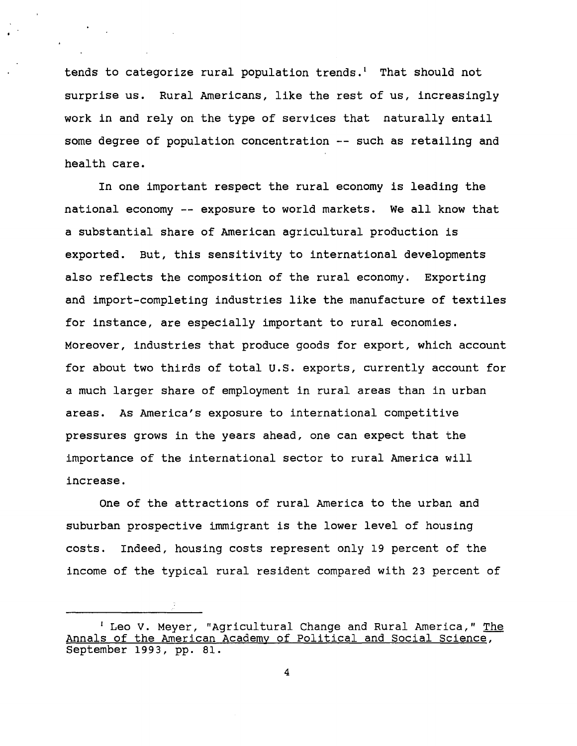tends to categorize rural population trends.[1] That should not surprise us. Rural Americans, like the rest of us, increasingly work in and rely on the type of services that naturally entail some degree of population concentration -- such as retailing and health care.

In one important respect the rural economy is leading the national economy -- exposure to world markets. We all know that a substantial share of American agricultural production is exported. But, this sensitivity to international developments also reflects the composition of the rural economy. Exporting and import-completing industries like the manufacture of textiles for instance, are especially important to rural economies. Moreover, industries that produce goods for export, which account for about two thirds of total U.S. exports, currently account for a much larger share of employment in rural areas than in urban areas. As America's exposure to international competitive pressures grows in the years ahead, one can expect that the importance of the international sector to rural America will increase.

One of the attractions of rural America to the urban and suburban prospective immigrant is the lower level of housing costs. Indeed, housing costs represent only 19 percent of the income of the typical rural resident compared with 23 percent of

---

[1] Leo V. Meyer, "Agricultural Change and Rural America," The Annals of the American Academy of Political and Social Science, September 1993, pp. 81.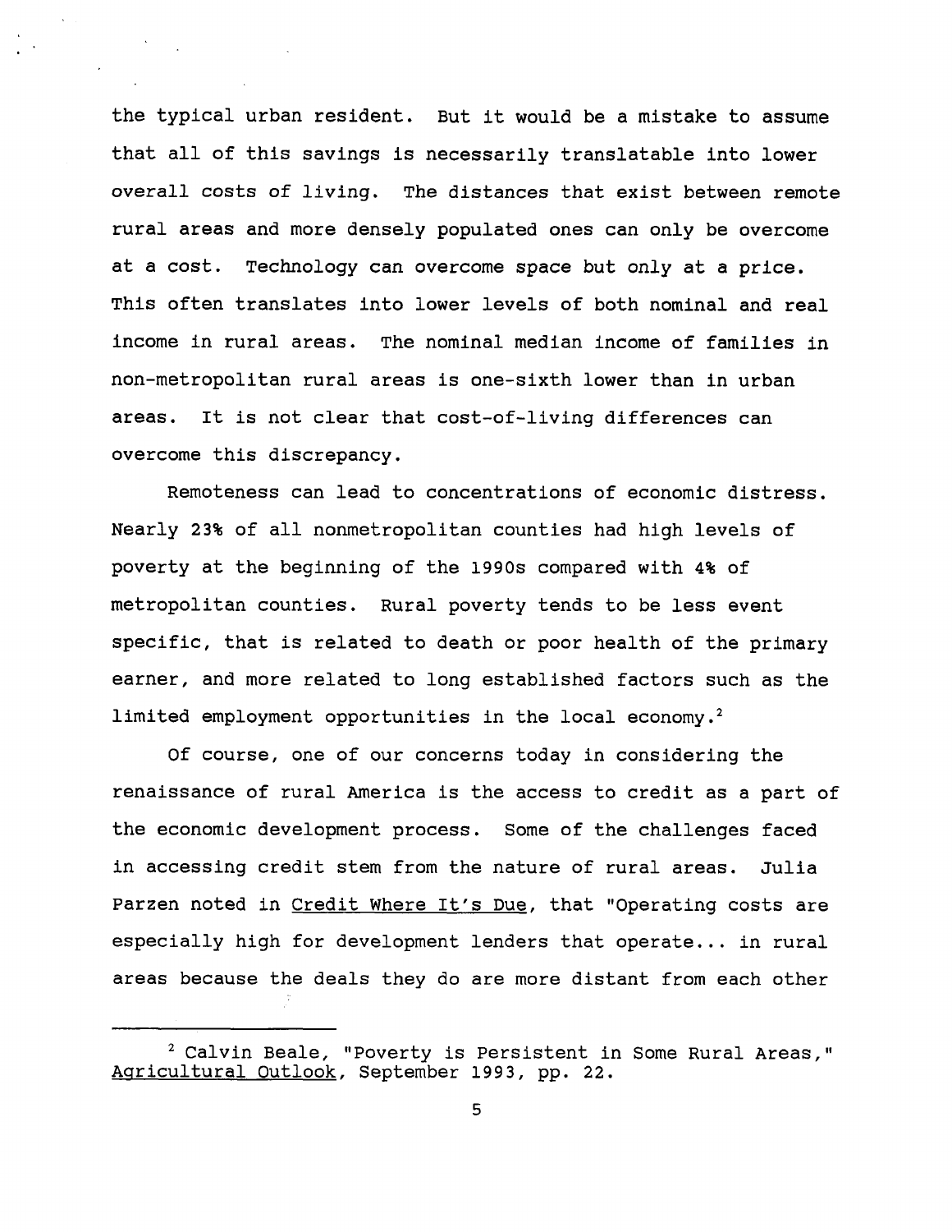the typical urban resident. But it would be a mistake to assume that all of this savings is necessarily translatable into lower overall costs of living. The distances that exist between remote rural areas and more densely populated ones can only be overcome at a cost. Technology can overcome space but only at a price. This often translates into lower levels of both nominal and real income in rural areas. The nominal median income of families in non-metropolitan rural areas is one-sixth lower than in urban areas. It is not clear that cost-of-living differences can overcome this discrepancy.

Remoteness can lead to concentrations of economic distress. Nearly 23% of all nonmetropolitan counties had high levels of poverty at the beginning of the 1990s compared with 4% of metropolitan counties. Rural poverty tends to be less event specific, that is related to death or poor health of the primary earner, and more related to long established factors such as the limited employment opportunities in the local economy.[2]

Of course, one of our concerns today in considering the renaissance of rural America is the access to credit as a part of the economic development process. Some of the challenges faced in accessing credit stem from the nature of rural areas. Julia Parzen noted in Credit Where It's Due, that "Operating costs are especially high for development lenders that operate... in rural areas because the deals they do are more distant from each other

---

[2] Calvin Beale, "Poverty is Persistent in Some Rural Areas," Agricultural Outlook, September 1993, pp. 22.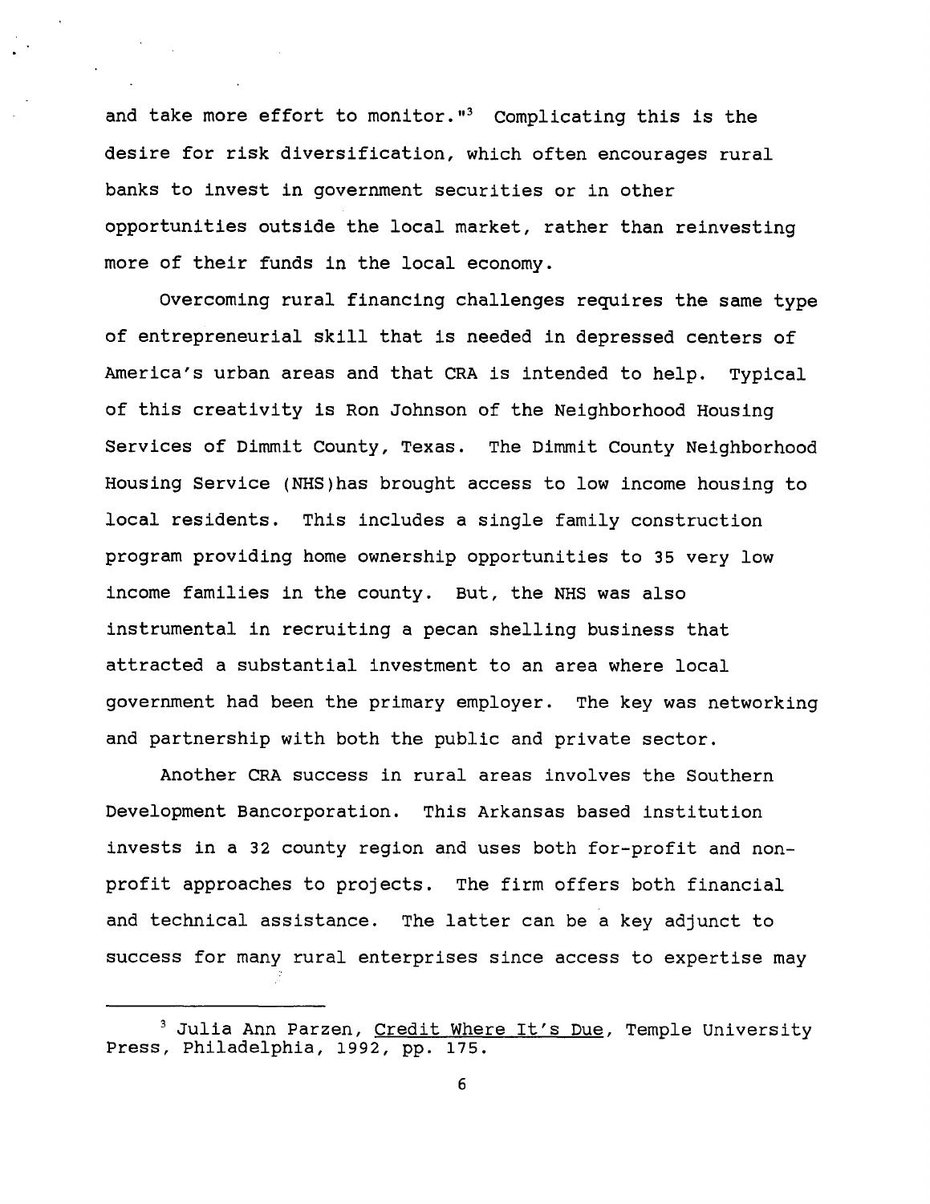and take more effort to monitor."[3] Complicating this is the desire for risk diversification, which often encourages rural banks to invest in government securities or in other opportunities outside the local market, rather than reinvesting more of their funds in the local economy.

Overcoming rural financing challenges requires the same type of entrepreneurial skill that is needed in depressed centers of America's urban areas and that CRA is intended to help. Typical of this creativity is Ron Johnson of the Neighborhood Housing Services of Dimmit County, Texas. The Dimmit County Neighborhood Housing Service (NHS)has brought access to low income housing to local residents. This includes a single family construction program providing home ownership opportunities to 35 very low income families in the county. But, the NHS was also instrumental in recruiting a pecan shelling business that attracted a substantial investment to an area where local government had been the primary employer. The key was networking and partnership with both the public and private sector.

Another CRA success in rural areas involves the Southern Development Bancorporation. This Arkansas based institution invests in a 32 county region and uses both for-profit and non-profit approaches to projects. The firm offers both financial and technical assistance. The latter can be a key adjunct to success for many rural enterprises since access to expertise may

---

[3] Julia Ann Parzen, Credit Where It's Due, Temple University Press, Philadelphia, 1992, pp. 175.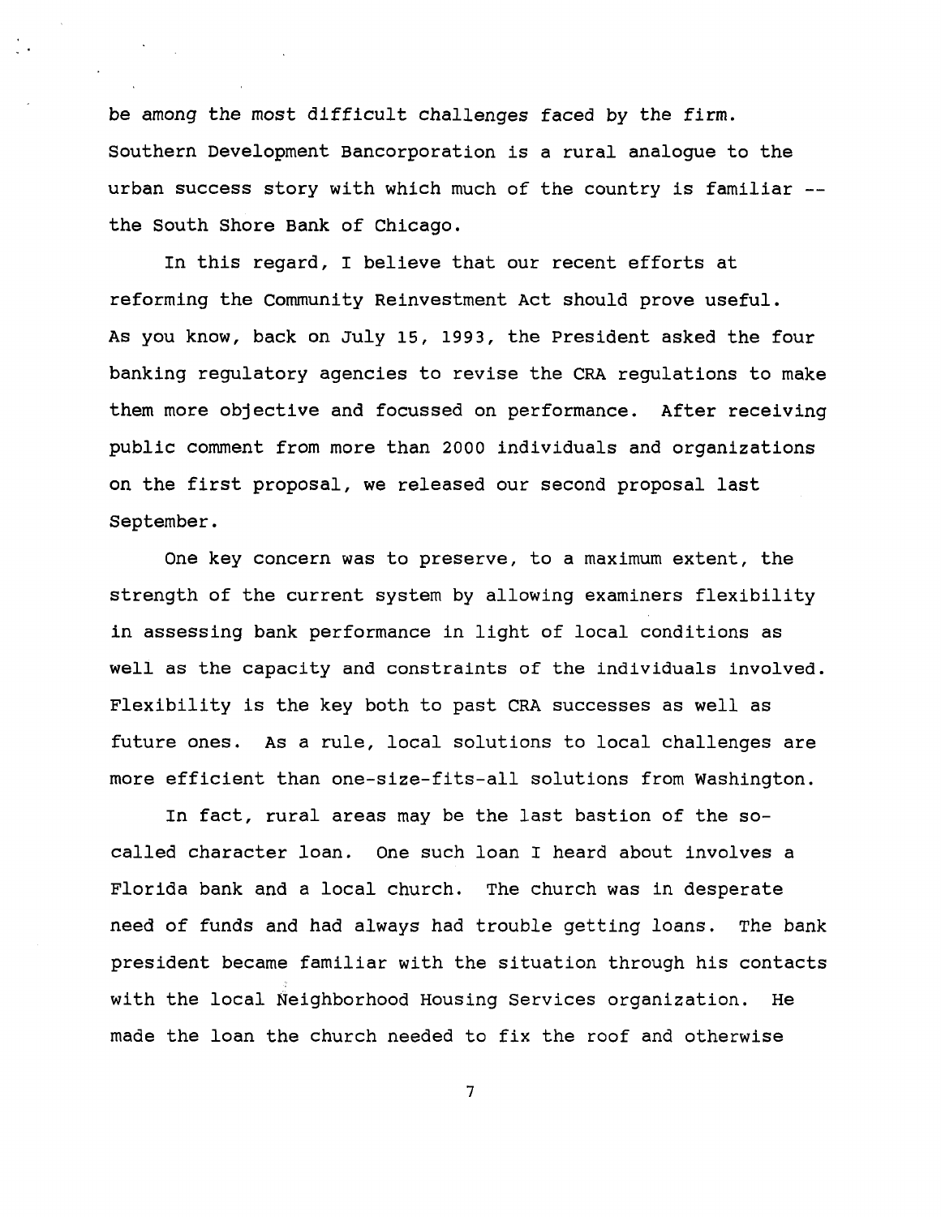be among the most difficult challenges faced by the firm. Southern Development Bancorporation is a rural analogue to the urban success story with which much of the country is familiar -- the South Shore Bank of Chicago.

In this regard, I believe that our recent efforts at reforming the Community Reinvestment Act should prove useful. As you know, back on July 15, 1993, the President asked the four banking regulatory agencies to revise the CRA regulations to make them more objective and focussed on performance. After receiving public comment from more than 2000 individuals and organizations on the first proposal, we released our second proposal last September.

One key concern was to preserve, to a maximum extent, the strength of the current system by allowing examiners flexibility in assessing bank performance in light of local conditions as well as the capacity and constraints of the individuals involved. Flexibility is the key both to past CRA successes as well as future ones. As a rule, local solutions to local challenges are more efficient than one-size-fits-all solutions from Washington.

In fact, rural areas may be the last bastion of the so-called character loan. One such loan I heard about involves a Florida bank and a local church. The church was in desperate need of funds and had always had trouble getting loans. The bank president became familiar with the situation through his contacts with the local Neighborhood Housing Services organization. He made the loan the church needed to fix the roof and otherwise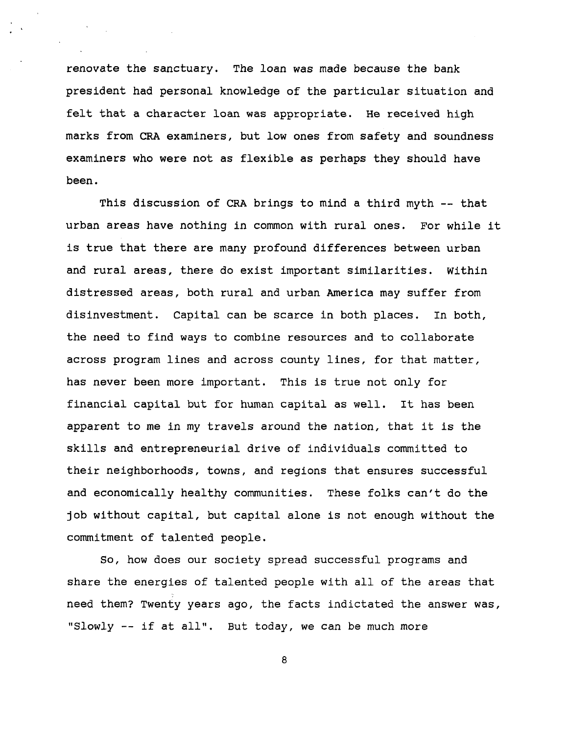renovate the sanctuary. The loan was made because the bank president had personal knowledge of the particular situation and felt that a character loan was appropriate. He received high marks from CRA examiners, but low ones from safety and soundness examiners who were not as flexible as perhaps they should have been.

This discussion of CRA brings to mind a third myth -- that urban areas have nothing in common with rural ones. For while it is true that there are many profound differences between urban and rural areas, there do exist important similarities. Within distressed areas, both rural and urban America may suffer from disinvestment. Capital can be scarce in both places. In both, the need to find ways to combine resources and to collaborate across program lines and across county lines, for that matter, has never been more important. This is true not only for financial capital but for human capital as well. It has been apparent to me in my travels around the nation, that it is the skills and entrepreneurial drive of individuals committed to their neighborhoods, towns, and regions that ensures successful and economically healthy communities. These folks can't do the job without capital, but capital alone is not enough without the commitment of talented people.

So, how does our society spread successful programs and share the energies of talented people with all of the areas that need them? Twenty years ago, the facts indictated the answer was, "Slowly -- if at all". But today, we can be much more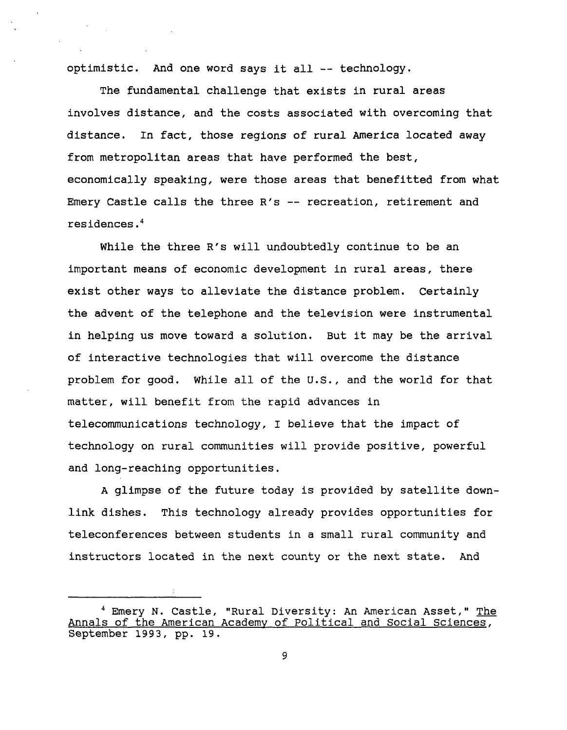optimistic. And one word says it all -- technology.

The fundamental challenge that exists in rural areas involves distance, and the costs associated with overcoming that distance. In fact, those regions of rural America located away from metropolitan areas that have performed the best, economically speaking, were those areas that benefitted from what Emery Castle calls the three R's -- recreation, retirement and residences.[4]

While the three R's will undoubtedly continue to be an important means of economic development in rural areas, there exist other ways to alleviate the distance problem. Certainly the advent of the telephone and the television were instrumental in helping us move toward a solution. But it may be the arrival of interactive technologies that will overcome the distance problem for good. While all of the U.S., and the world for that matter, will benefit from the rapid advances in telecommunications technology, I believe that the impact of technology on rural communities will provide positive, powerful and long-reaching opportunities.

A glimpse of the future today is provided by satellite down-link dishes. This technology already provides opportunities for teleconferences between students in a small rural community and instructors located in the next county or the next state. And

---

[4] Emery N. Castle, "Rural Diversity: An American Asset," The Annals of the American Academy of Political and Social Sciences, September 1993, pp. 19.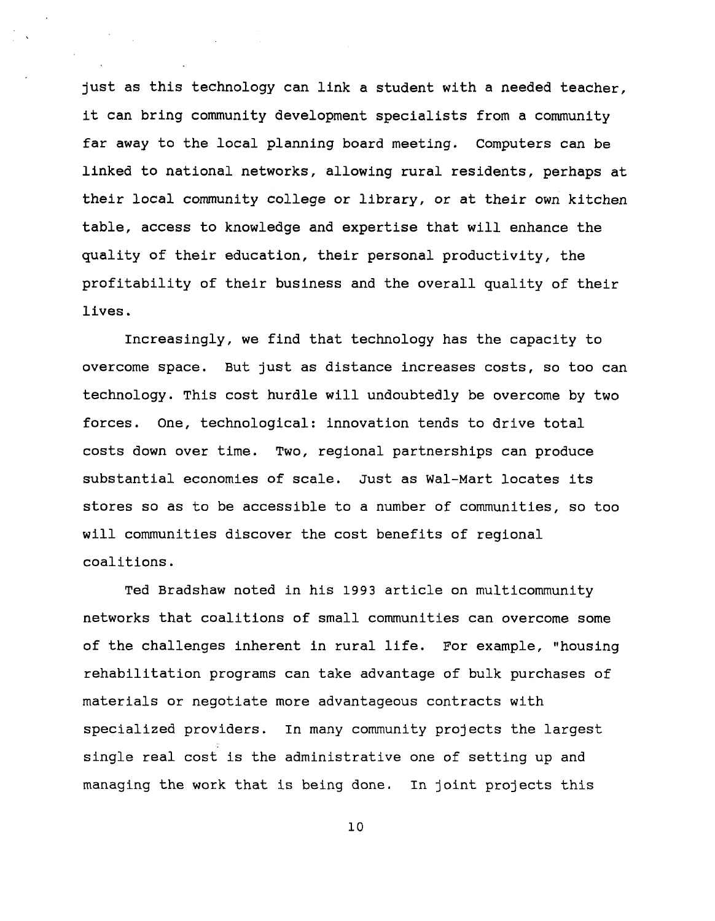just as this technology can link a student with a needed teacher, it can bring community development specialists from a community far away to the local planning board meeting. Computers can be linked to national networks, allowing rural residents, perhaps at their local community college or library, or at their own kitchen table, access to knowledge and expertise that will enhance the quality of their education, their personal productivity, the profitability of their business and the overall quality of their lives.

Increasingly, we find that technology has the capacity to overcome space. But just as distance increases costs, so too can technology. This cost hurdle will undoubtedly be overcome by two forces. One, technological: innovation tends to drive total costs down over time. Two, regional partnerships can produce substantial economies of scale. Just as Wal-Mart locates its stores so as to be accessible to a number of communities, so too will communities discover the cost benefits of regional coalitions.

Ted Bradshaw noted in his 1993 article on multicommunity networks that coalitions of small communities can overcome some of the challenges inherent in rural life. For example, "housing rehabilitation programs can take advantage of bulk purchases of materials or negotiate more advantageous contracts with specialized providers. In many community projects the largest single real cost is the administrative one of setting up and managing the work that is being done. In joint projects this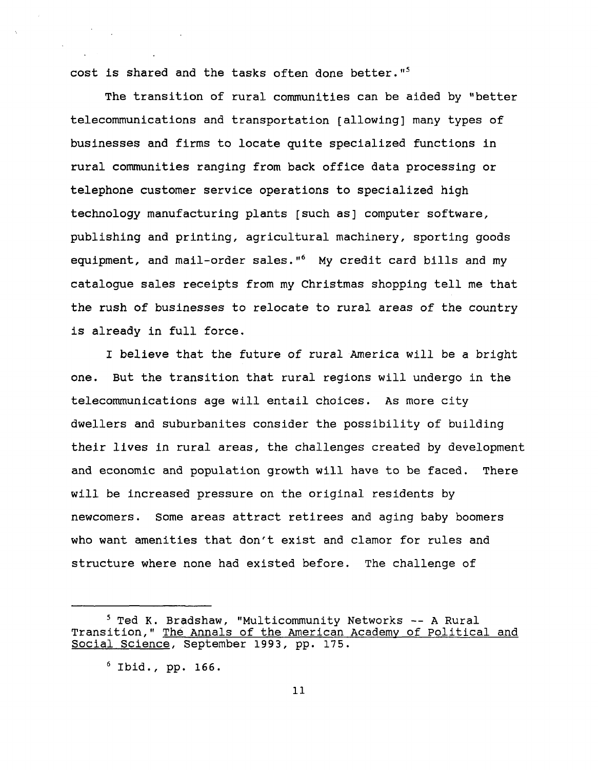cost is shared and the tasks often done better."[5]

The transition of rural communities can be aided by "better telecommunications and transportation [allowing] many types of businesses and firms to locate quite specialized functions in rural communities ranging from back office data processing or telephone customer service operations to specialized high technology manufacturing plants [such as] computer software, publishing and printing, agricultural machinery, sporting goods equipment, and mail-order sales."[6] My credit card bills and my catalogue sales receipts from my Christmas shopping tell me that the rush of businesses to relocate to rural areas of the country is already in full force.

I believe that the future of rural America will be a bright one. But the transition that rural regions will undergo in the telecommunications age will entail choices. As more city dwellers and suburbanites consider the possibility of building their lives in rural areas, the challenges created by development and economic and population growth will have to be faced. There will be increased pressure on the original residents by newcomers. Some areas attract retirees and aging baby boomers who want amenities that don't exist and clamor for rules and structure where none had existed before. The challenge of

---

[5] Ted K. Bradshaw, "Multicommunity Networks -- A Rural Transition," The Annals of the American Academy of Political and Social Science, September 1993, pp. 175.

[6] Ibid., pp. 166.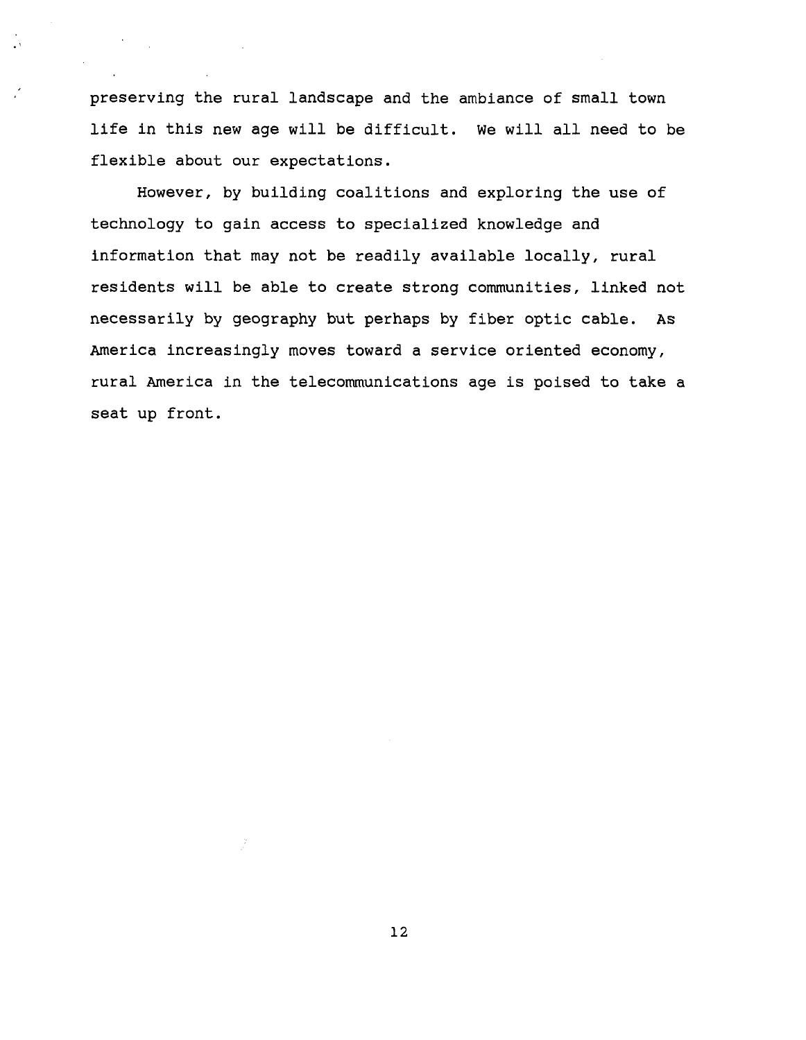preserving the rural landscape and the ambiance of small town life in this new age will be difficult. We will all need to be flexible about our expectations.

However, by building coalitions and exploring the use of technology to gain access to specialized knowledge and information that may not be readily available locally, rural residents will be able to create strong communities, linked not necessarily by geography but perhaps by fiber optic cable. As America increasingly moves toward a service oriented economy, rural America in the telecommunications age is poised to take a seat up front.